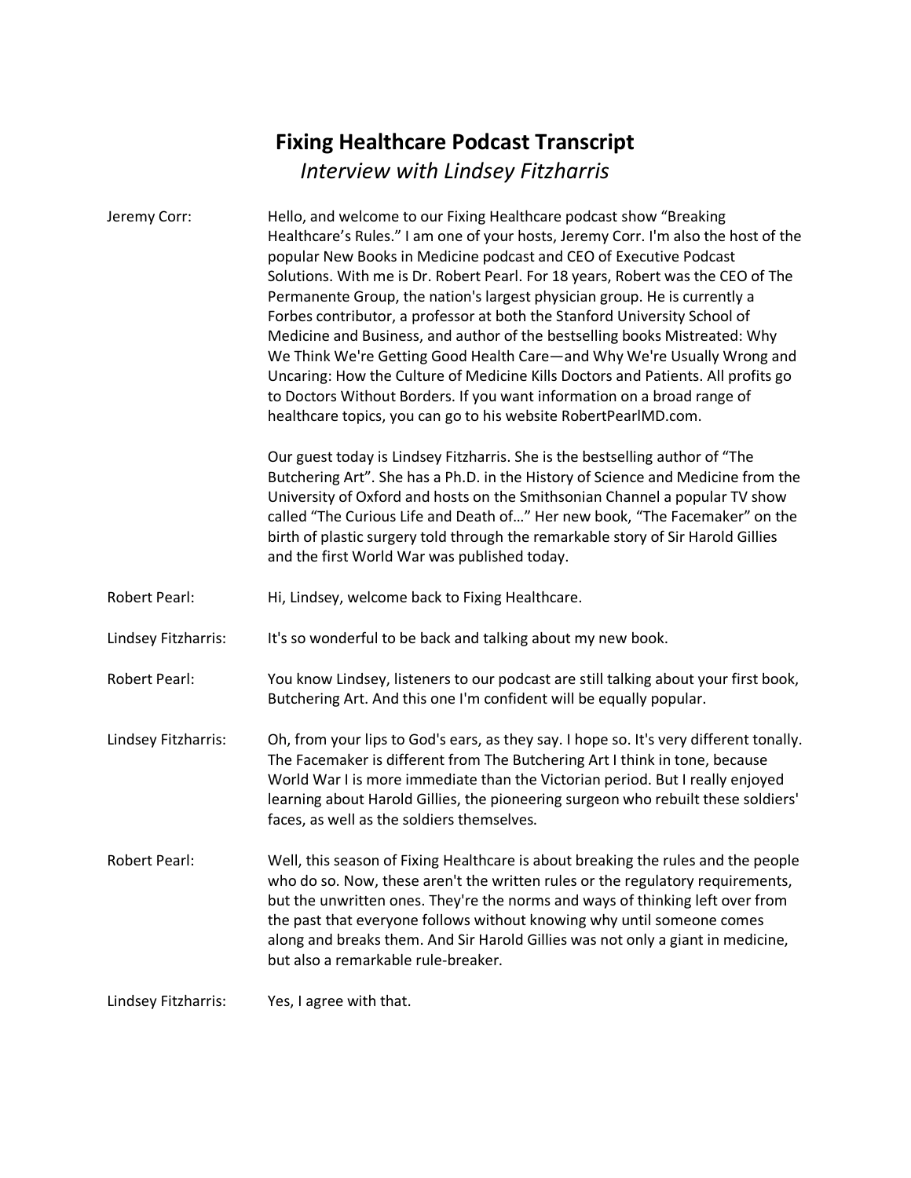# Fixing Healthcare Podcast Transcript

*Interview with Lindsey Fitzharris*

**Jeremy Corr:** Hello, and welcome to our Fixing Healthcare podcast show "Breaking Healthcare's Rules." I am one of your hosts, Jeremy Corr. I'm also the host of the popular New Books in Medicine podcast and CEO of Executive Podcast Solutions. With me is Dr. Robert Pearl. For 18 years, Robert was the CEO of The Permanente Group, the nation's largest physician group. He is currently a Forbes contributor, a professor at both the Stanford University School of Medicine and Business, and author of the bestselling books Mistreated: Why We Think We're Getting Good Health Care—and Why We're Usually Wrong and Uncaring: How the Culture of Medicine Kills Doctors and Patients. All profits go to Doctors Without Borders. If you want information on a broad range of healthcare topics, you can go to his website RobertPearlMD.com.

Our guest today is Lindsey Fitzharris. She is the bestselling author of "The Butchering Art". She has a Ph.D. in the History of Science and Medicine from the University of Oxford and hosts on the Smithsonian Channel a popular TV show called "The Curious Life and Death of…" Her new book, "The Facemaker" on the birth of plastic surgery told through the remarkable story of Sir Harold Gillies and the first World War was published today.

**Robert Pearl:** Hi, Lindsey, welcome back to Fixing Healthcare.

**Lindsey Fitzharris:** It's so wonderful to be back and talking about my new book.

**Robert Pearl:** You know Lindsey, listeners to our podcast are still talking about your first book, Butchering Art. And this one I'm confident will be equally popular.

**Lindsey Fitzharris:** Oh, from your lips to God's ears, as they say. I hope so. It's very different tonally. The Facemaker is different from The Butchering Art I think in tone, because World War I is more immediate than the Victorian period. But I really enjoyed learning about Harold Gillies, the pioneering surgeon who rebuilt these soldiers' faces, as well as the soldiers themselves.

**Robert Pearl:** Well, this season of Fixing Healthcare is about breaking the rules and the people who do so. Now, these aren't the written rules or the regulatory requirements, but the unwritten ones. They're the norms and ways of thinking left over from the past that everyone follows without knowing why until someone comes along and breaks them. And Sir Harold Gillies was not only a giant in medicine, but also a remarkable rule-breaker.

**Lindsey Fitzharris:** Yes, I agree with that.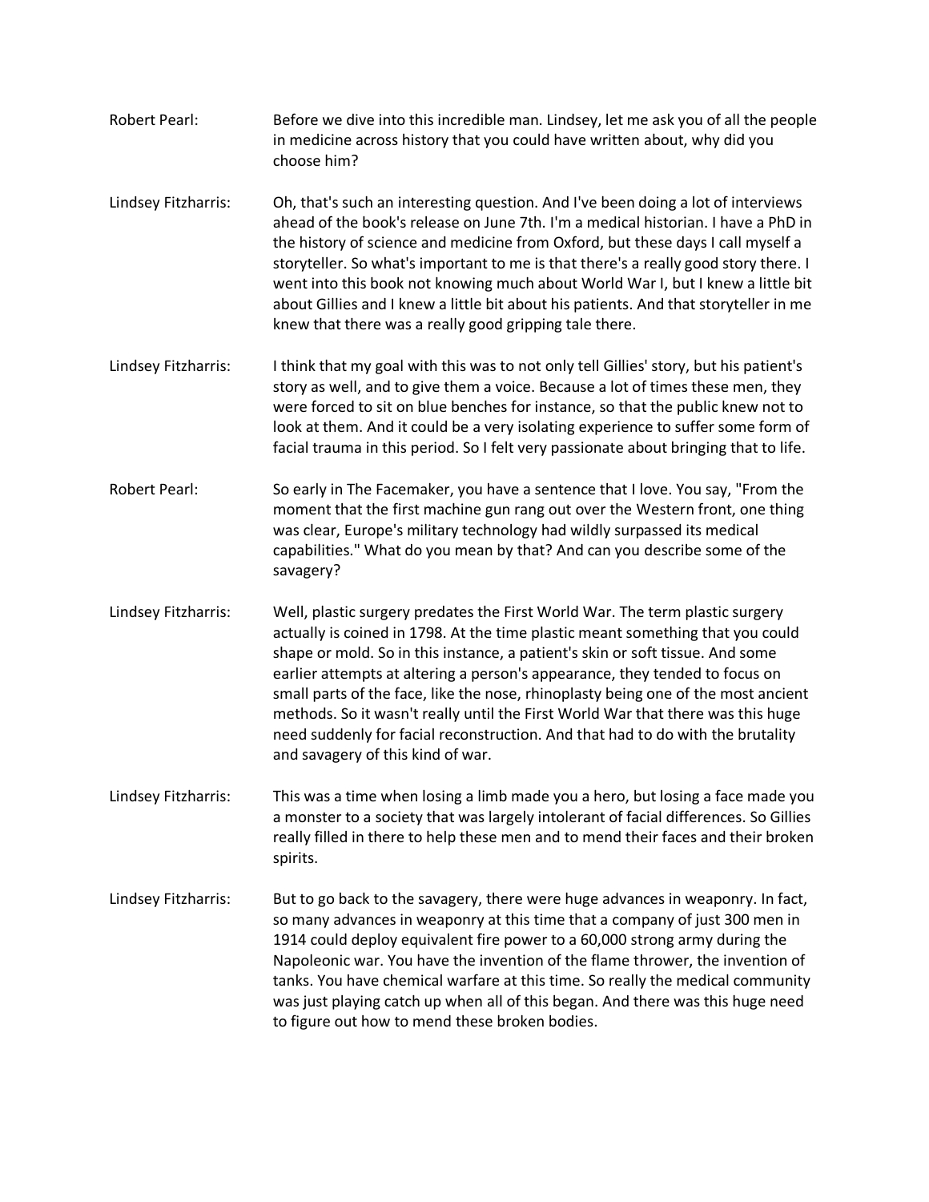**Robert Pearl:** Before we dive into this incredible man. Lindsey, let me ask you of all the people in medicine across history that you could have written about, why did you choose him?

**Lindsey Fitzharris:** Oh, that's such an interesting question. And I've been doing a lot of interviews ahead of the book's release on June 7th. I'm a medical historian. I have a PhD in the history of science and medicine from Oxford, but these days I call myself a storyteller. So what's important to me is that there's a really good story there. I went into this book not knowing much about World War I, but I knew a little bit about Gillies and I knew a little bit about his patients. And that storyteller in me knew that there was a really good gripping tale there.

**Lindsey Fitzharris:** I think that my goal with this was to not only tell Gillies' story, but his patient's story as well, and to give them a voice. Because a lot of times these men, they were forced to sit on blue benches for instance, so that the public knew not to look at them. And it could be a very isolating experience to suffer some form of facial trauma in this period. So I felt very passionate about bringing that to life.

**Robert Pearl:** So early in The Facemaker, you have a sentence that I love. You say, "From the moment that the first machine gun rang out over the Western front, one thing was clear, Europe's military technology had wildly surpassed its medical capabilities." What do you mean by that? And can you describe some of the savagery?

**Lindsey Fitzharris:** Well, plastic surgery predates the First World War. The term plastic surgery actually is coined in 1798. At the time plastic meant something that you could shape or mold. So in this instance, a patient's skin or soft tissue. And some earlier attempts at altering a person's appearance, they tended to focus on small parts of the face, like the nose, rhinoplasty being one of the most ancient methods. So it wasn't really until the First World War that there was this huge need suddenly for facial reconstruction. And that had to do with the brutality and savagery of this kind of war.

**Lindsey Fitzharris:** This was a time when losing a limb made you a hero, but losing a face made you a monster to a society that was largely intolerant of facial differences. So Gillies really filled in there to help these men and to mend their faces and their broken spirits.

**Lindsey Fitzharris:** But to go back to the savagery, there were huge advances in weaponry. In fact, so many advances in weaponry at this time that a company of just 300 men in 1914 could deploy equivalent fire power to a 60,000 strong army during the Napoleonic war. You have the invention of the flame thrower, the invention of tanks. You have chemical warfare at this time. So really the medical community was just playing catch up when all of this began. And there was this huge need to figure out how to mend these broken bodies.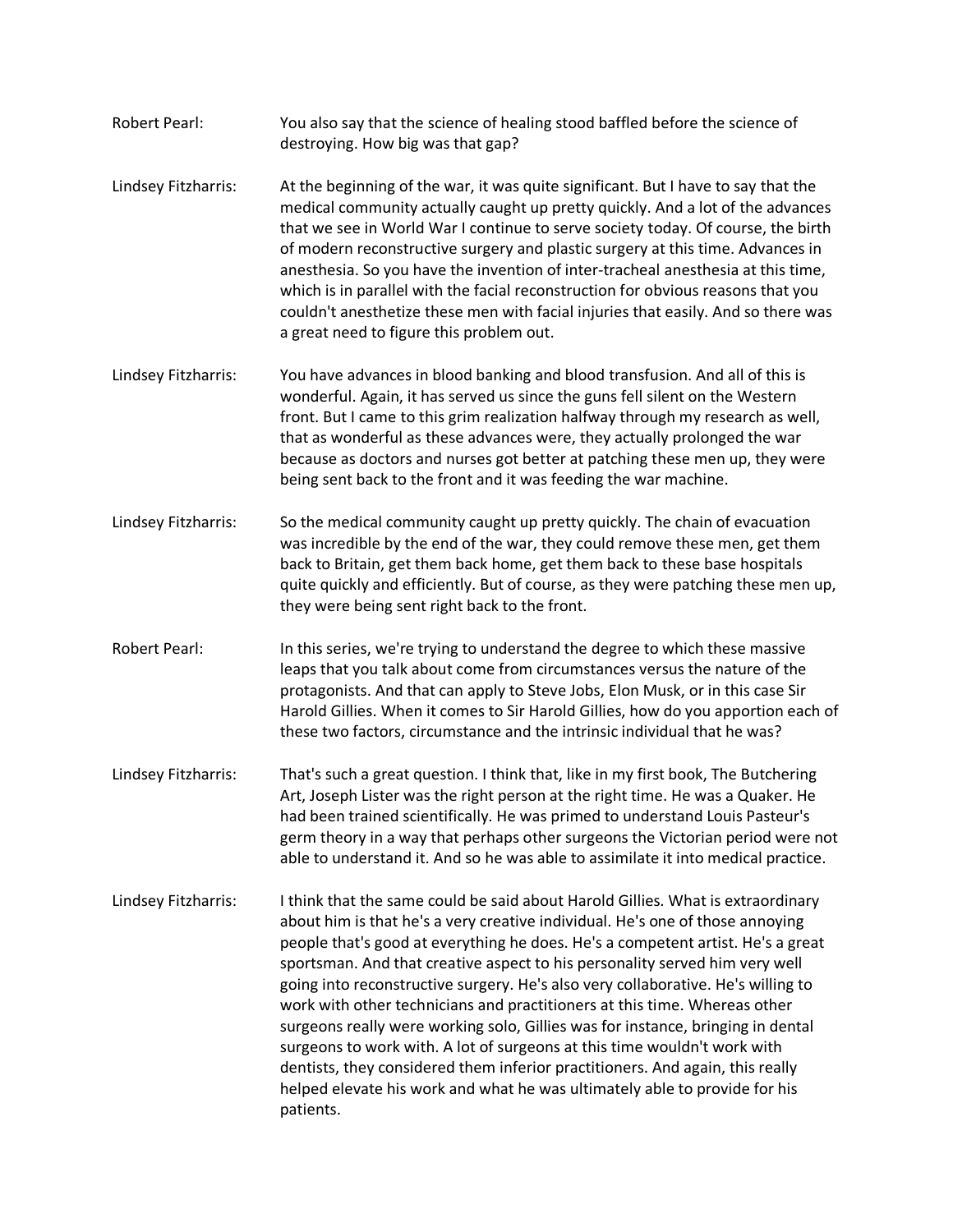**Robert Pearl:** You also say that the science of healing stood baffled before the science of destroying. How big was that gap?

**Lindsey Fitzharris:** At the beginning of the war, it was quite significant. But I have to say that the medical community actually caught up pretty quickly. And a lot of the advances that we see in World War I continue to serve society today. Of course, the birth of modern reconstructive surgery and plastic surgery at this time. Advances in anesthesia. So you have the invention of inter-tracheal anesthesia at this time, which is in parallel with the facial reconstruction for obvious reasons that you couldn't anesthetize these men with facial injuries that easily. And so there was a great need to figure this problem out.

**Lindsey Fitzharris:** You have advances in blood banking and blood transfusion. And all of this is wonderful. Again, it has served us since the guns fell silent on the Western front. But I came to this grim realization halfway through my research as well, that as wonderful as these advances were, they actually prolonged the war because as doctors and nurses got better at patching these men up, they were being sent back to the front and it was feeding the war machine.

**Lindsey Fitzharris:** So the medical community caught up pretty quickly. The chain of evacuation was incredible by the end of the war, they could remove these men, get them back to Britain, get them back home, get them back to these base hospitals quite quickly and efficiently. But of course, as they were patching these men up, they were being sent right back to the front.

**Robert Pearl:** In this series, we're trying to understand the degree to which these massive leaps that you talk about come from circumstances versus the nature of the protagonists. And that can apply to Steve Jobs, Elon Musk, or in this case Sir Harold Gillies. When it comes to Sir Harold Gillies, how do you apportion each of these two factors, circumstance and the intrinsic individual that he was?

**Lindsey Fitzharris:** That's such a great question. I think that, like in my first book, The Butchering Art, Joseph Lister was the right person at the right time. He was a Quaker. He had been trained scientifically. He was primed to understand Louis Pasteur's germ theory in a way that perhaps other surgeons the Victorian period were not able to understand it. And so he was able to assimilate it into medical practice.

**Lindsey Fitzharris:** I think that the same could be said about Harold Gillies. What is extraordinary about him is that he's a very creative individual. He's one of those annoying people that's good at everything he does. He's a competent artist. He's a great sportsman. And that creative aspect to his personality served him very well going into reconstructive surgery. He's also very collaborative. He's willing to work with other technicians and practitioners at this time. Whereas other surgeons really were working solo, Gillies was for instance, bringing in dental surgeons to work with. A lot of surgeons at this time wouldn't work with dentists, they considered them inferior practitioners. And again, this really helped elevate his work and what he was ultimately able to provide for his patients.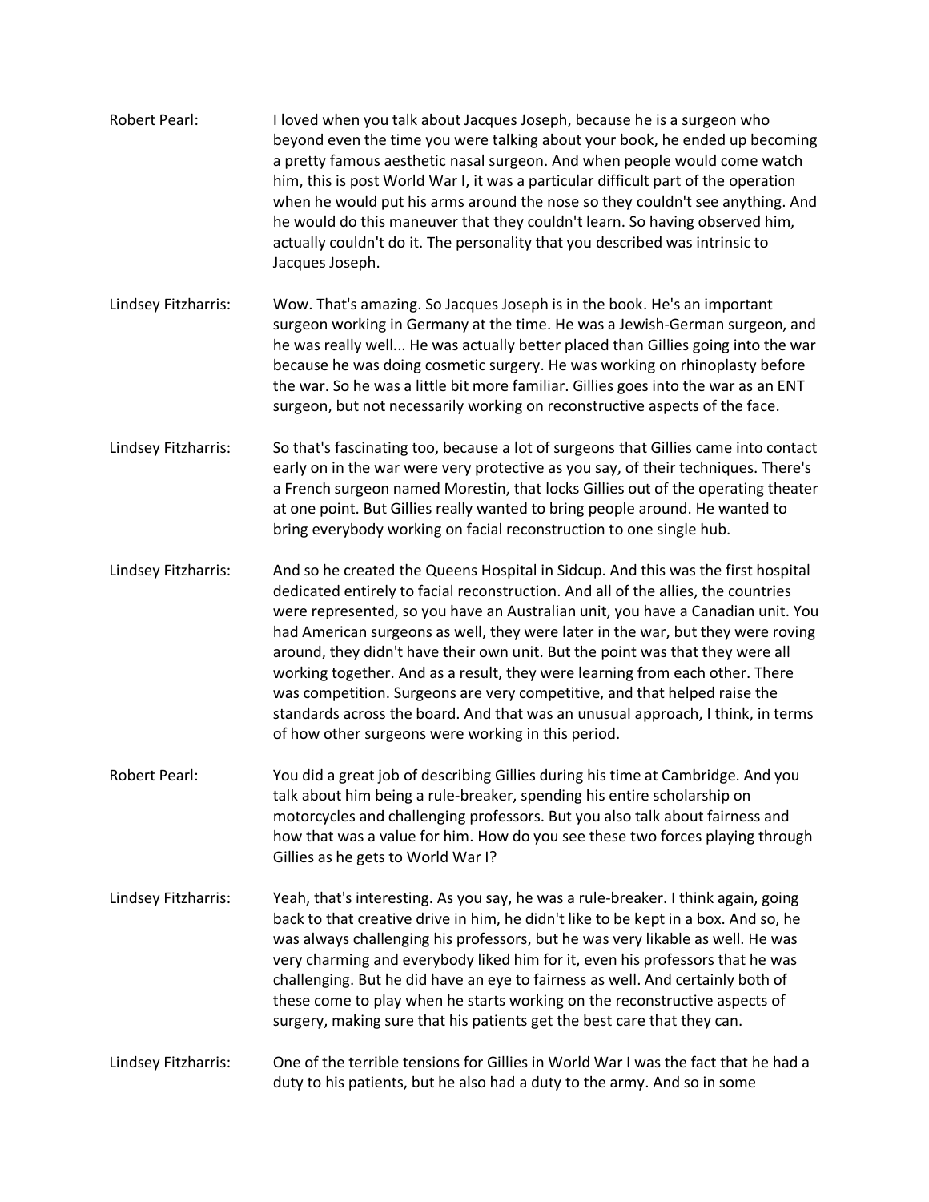Robert Pearl: I loved when you talk about Jacques Joseph, because he is a surgeon who beyond even the time you were talking about your book, he ended up becoming a pretty famous aesthetic nasal surgeon. And when people would come watch him, this is post World War I, it was a particular difficult part of the operation when he would put his arms around the nose so they couldn't see anything. And he would do this maneuver that they couldn't learn. So having observed him, actually couldn't do it. The personality that you described was intrinsic to Jacques Joseph.

Lindsey Fitzharris: Wow. That's amazing. So Jacques Joseph is in the book. He's an important surgeon working in Germany at the time. He was a Jewish-German surgeon, and he was really well... He was actually better placed than Gillies going into the war because he was doing cosmetic surgery. He was working on rhinoplasty before the war. So he was a little bit more familiar. Gillies goes into the war as an ENT surgeon, but not necessarily working on reconstructive aspects of the face.

Lindsey Fitzharris: So that's fascinating too, because a lot of surgeons that Gillies came into contact early on in the war were very protective as you say, of their techniques. There's a French surgeon named Morestin, that locks Gillies out of the operating theater at one point. But Gillies really wanted to bring people around. He wanted to bring everybody working on facial reconstruction to one single hub.

Lindsey Fitzharris: And so he created the Queens Hospital in Sidcup. And this was the first hospital dedicated entirely to facial reconstruction. And all of the allies, the countries were represented, so you have an Australian unit, you have a Canadian unit. You had American surgeons as well, they were later in the war, but they were roving around, they didn't have their own unit. But the point was that they were all working together. And as a result, they were learning from each other. There was competition. Surgeons are very competitive, and that helped raise the standards across the board. And that was an unusual approach, I think, in terms of how other surgeons were working in this period.

Robert Pearl: You did a great job of describing Gillies during his time at Cambridge. And you talk about him being a rule-breaker, spending his entire scholarship on motorcycles and challenging professors. But you also talk about fairness and how that was a value for him. How do you see these two forces playing through Gillies as he gets to World War I?

Lindsey Fitzharris: Yeah, that's interesting. As you say, he was a rule-breaker. I think again, going back to that creative drive in him, he didn't like to be kept in a box. And so, he was always challenging his professors, but he was very likable as well. He was very charming and everybody liked him for it, even his professors that he was challenging. But he did have an eye to fairness as well. And certainly both of these come to play when he starts working on the reconstructive aspects of surgery, making sure that his patients get the best care that they can.

Lindsey Fitzharris: One of the terrible tensions for Gillies in World War I was the fact that he had a duty to his patients, but he also had a duty to the army. And so in some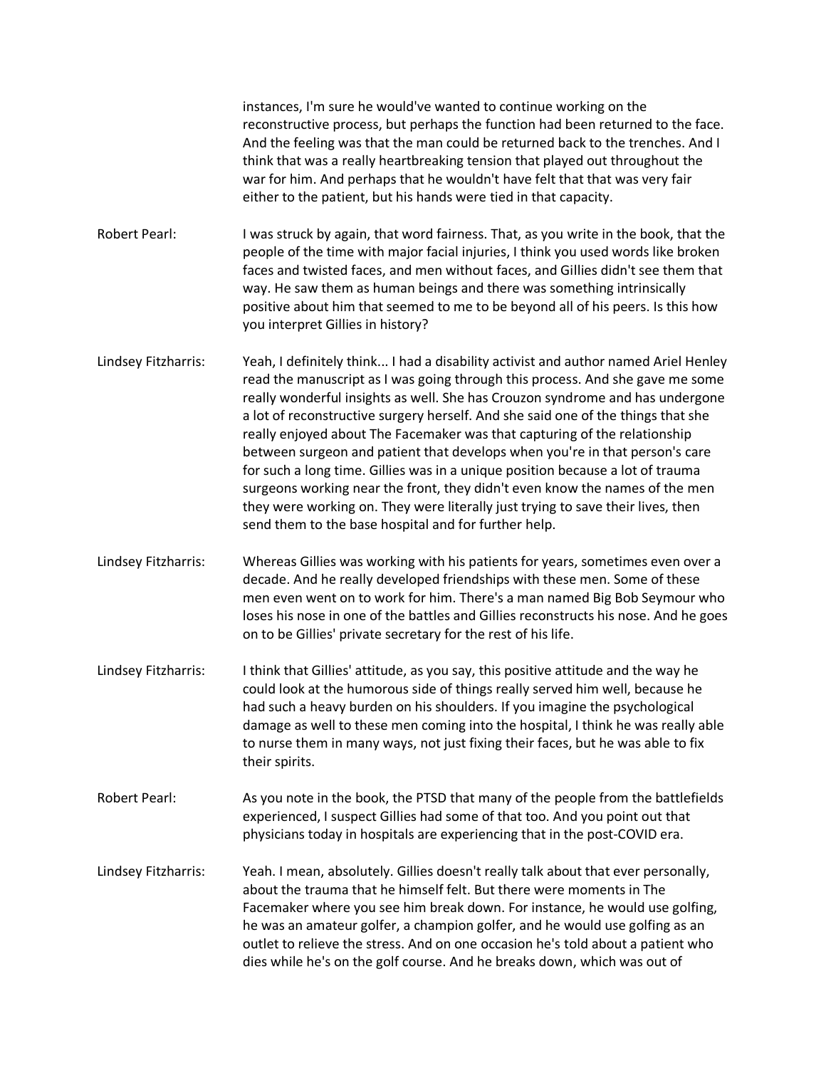instances, I'm sure he would've wanted to continue working on the reconstructive process, but perhaps the function had been returned to the face. And the feeling was that the man could be returned back to the trenches. And I think that was a really heartbreaking tension that played out throughout the war for him. And perhaps that he wouldn't have felt that that was very fair either to the patient, but his hands were tied in that capacity.

**Robert Pearl:** I was struck by again, that word fairness. That, as you write in the book, that the people of the time with major facial injuries, I think you used words like broken faces and twisted faces, and men without faces, and Gillies didn't see them that way. He saw them as human beings and there was something intrinsically positive about him that seemed to me to be beyond all of his peers. Is this how you interpret Gillies in history?

**Lindsey Fitzharris:** Yeah, I definitely think... I had a disability activist and author named Ariel Henley read the manuscript as I was going through this process. And she gave me some really wonderful insights as well. She has Crouzon syndrome and has undergone a lot of reconstructive surgery herself. And she said one of the things that she really enjoyed about The Facemaker was that capturing of the relationship between surgeon and patient that develops when you're in that person's care for such a long time. Gillies was in a unique position because a lot of trauma surgeons working near the front, they didn't even know the names of the men they were working on. They were literally just trying to save their lives, then send them to the base hospital and for further help.

**Lindsey Fitzharris:** Whereas Gillies was working with his patients for years, sometimes even over a decade. And he really developed friendships with these men. Some of these men even went on to work for him. There's a man named Big Bob Seymour who loses his nose in one of the battles and Gillies reconstructs his nose. And he goes on to be Gillies' private secretary for the rest of his life.

**Lindsey Fitzharris:** I think that Gillies' attitude, as you say, this positive attitude and the way he could look at the humorous side of things really served him well, because he had such a heavy burden on his shoulders. If you imagine the psychological damage as well to these men coming into the hospital, I think he was really able to nurse them in many ways, not just fixing their faces, but he was able to fix their spirits.

**Robert Pearl:** As you note in the book, the PTSD that many of the people from the battlefields experienced, I suspect Gillies had some of that too. And you point out that physicians today in hospitals are experiencing that in the post-COVID era.

**Lindsey Fitzharris:** Yeah. I mean, absolutely. Gillies doesn't really talk about that ever personally, about the trauma that he himself felt. But there were moments in The Facemaker where you see him break down. For instance, he would use golfing, he was an amateur golfer, a champion golfer, and he would use golfing as an outlet to relieve the stress. And on one occasion he's told about a patient who dies while he's on the golf course. And he breaks down, which was out of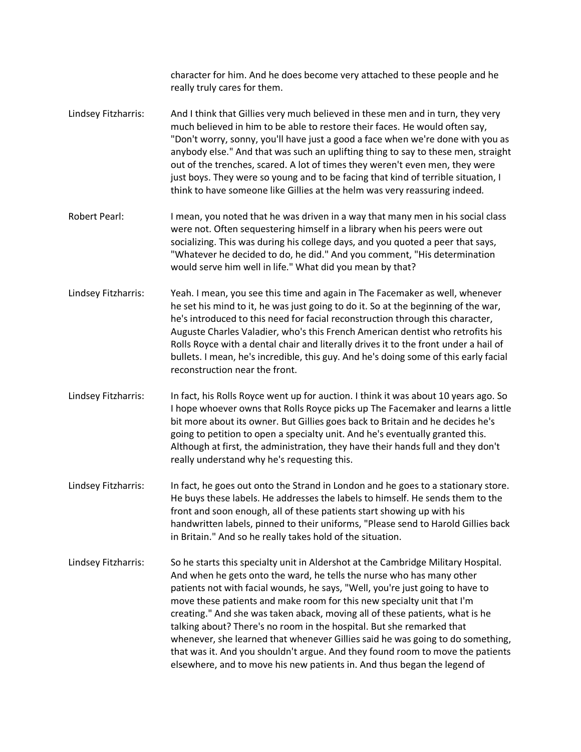character for him. And he does become very attached to these people and he really truly cares for them.

**Lindsey Fitzharris:** And I think that Gillies very much believed in these men and in turn, they very much believed in him to be able to restore their faces. He would often say, "Don't worry, sonny, you'll have just a good a face when we're done with you as anybody else." And that was such an uplifting thing to say to these men, straight out of the trenches, scared. A lot of times they weren't even men, they were just boys. They were so young and to be facing that kind of terrible situation, I think to have someone like Gillies at the helm was very reassuring indeed.

**Robert Pearl:** I mean, you noted that he was driven in a way that many men in his social class were not. Often sequestering himself in a library when his peers were out socializing. This was during his college days, and you quoted a peer that says, "Whatever he decided to do, he did." And you comment, "His determination would serve him well in life." What did you mean by that?

**Lindsey Fitzharris:** Yeah. I mean, you see this time and again in The Facemaker as well, whenever he set his mind to it, he was just going to do it. So at the beginning of the war, he's introduced to this need for facial reconstruction through this character, Auguste Charles Valadier, who's this French American dentist who retrofits his Rolls Royce with a dental chair and literally drives it to the front under a hail of bullets. I mean, he's incredible, this guy. And he's doing some of this early facial reconstruction near the front.

**Lindsey Fitzharris:** In fact, his Rolls Royce went up for auction. I think it was about 10 years ago. So I hope whoever owns that Rolls Royce picks up The Facemaker and learns a little bit more about its owner. But Gillies goes back to Britain and he decides he's going to petition to open a specialty unit. And he's eventually granted this. Although at first, the administration, they have their hands full and they don't really understand why he's requesting this.

**Lindsey Fitzharris:** In fact, he goes out onto the Strand in London and he goes to a stationary store. He buys these labels. He addresses the labels to himself. He sends them to the front and soon enough, all of these patients start showing up with his handwritten labels, pinned to their uniforms, "Please send to Harold Gillies back in Britain." And so he really takes hold of the situation.

**Lindsey Fitzharris:** So he starts this specialty unit in Aldershot at the Cambridge Military Hospital. And when he gets onto the ward, he tells the nurse who has many other patients not with facial wounds, he says, "Well, you're just going to have to move these patients and make room for this new specialty unit that I'm creating." And she was taken aback, moving all of these patients, what is he talking about? There's no room in the hospital. But she remarked that whenever, she learned that whenever Gillies said he was going to do something, that was it. And you shouldn't argue. And they found room to move the patients elsewhere, and to move his new patients in. And thus began the legend of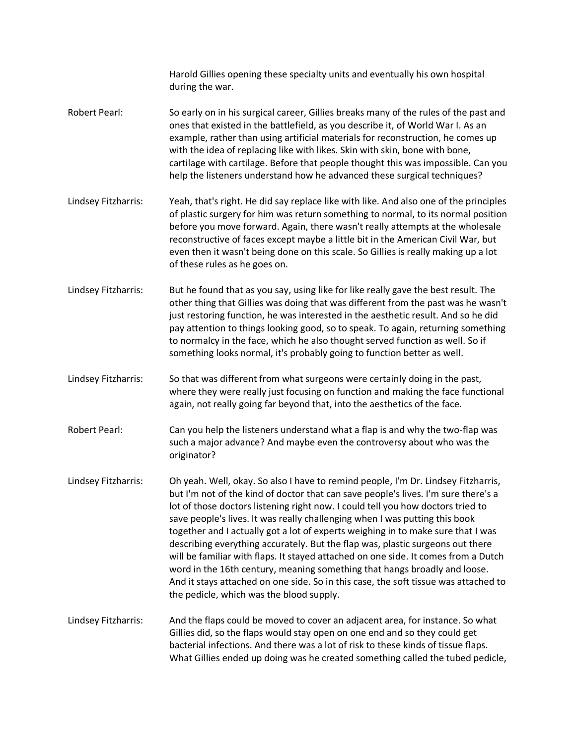Harold Gillies opening these specialty units and eventually his own hospital during the war.

Robert Pearl: So early on in his surgical career, Gillies breaks many of the rules of the past and ones that existed in the battlefield, as you describe it, of World War I. As an example, rather than using artificial materials for reconstruction, he comes up with the idea of replacing like with likes. Skin with skin, bone with bone, cartilage with cartilage. Before that people thought this was impossible. Can you help the listeners understand how he advanced these surgical techniques?

Lindsey Fitzharris: Yeah, that's right. He did say replace like with like. And also one of the principles of plastic surgery for him was return something to normal, to its normal position before you move forward. Again, there wasn't really attempts at the wholesale reconstructive of faces except maybe a little bit in the American Civil War, but even then it wasn't being done on this scale. So Gillies is really making up a lot of these rules as he goes on.

Lindsey Fitzharris: But he found that as you say, using like for like really gave the best result. The other thing that Gillies was doing that was different from the past was he wasn't just restoring function, he was interested in the aesthetic result. And so he did pay attention to things looking good, so to speak. To again, returning something to normalcy in the face, which he also thought served function as well. So if something looks normal, it's probably going to function better as well.

Lindsey Fitzharris: So that was different from what surgeons were certainly doing in the past, where they were really just focusing on function and making the face functional again, not really going far beyond that, into the aesthetics of the face.

Robert Pearl: Can you help the listeners understand what a flap is and why the two-flap was such a major advance? And maybe even the controversy about who was the originator?

Lindsey Fitzharris: Oh yeah. Well, okay. So also I have to remind people, I'm Dr. Lindsey Fitzharris, but I'm not of the kind of doctor that can save people's lives. I'm sure there's a lot of those doctors listening right now. I could tell you how doctors tried to save people's lives. It was really challenging when I was putting this book together and I actually got a lot of experts weighing in to make sure that I was describing everything accurately. But the flap was, plastic surgeons out there will be familiar with flaps. It stayed attached on one side. It comes from a Dutch word in the 16th century, meaning something that hangs broadly and loose. And it stays attached on one side. So in this case, the soft tissue was attached to the pedicle, which was the blood supply.

Lindsey Fitzharris: And the flaps could be moved to cover an adjacent area, for instance. So what Gillies did, so the flaps would stay open on one end and so they could get bacterial infections. And there was a lot of risk to these kinds of tissue flaps. What Gillies ended up doing was he created something called the tubed pedicle,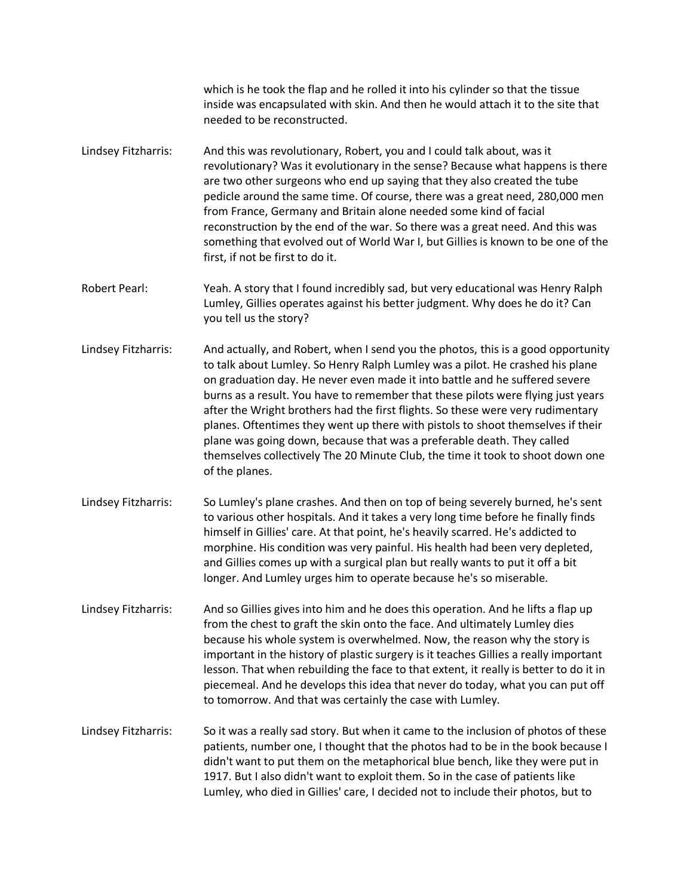which is he took the flap and he rolled it into his cylinder so that the tissue inside was encapsulated with skin. And then he would attach it to the site that needed to be reconstructed.

**Lindsey Fitzharris:** And this was revolutionary, Robert, you and I could talk about, was it revolutionary? Was it evolutionary in the sense? Because what happens is there are two other surgeons who end up saying that they also created the tube pedicle around the same time. Of course, there was a great need, 280,000 men from France, Germany and Britain alone needed some kind of facial reconstruction by the end of the war. So there was a great need. And this was something that evolved out of World War I, but Gillies is known to be one of the first, if not be first to do it.

**Robert Pearl:** Yeah. A story that I found incredibly sad, but very educational was Henry Ralph Lumley, Gillies operates against his better judgment. Why does he do it? Can you tell us the story?

**Lindsey Fitzharris:** And actually, and Robert, when I send you the photos, this is a good opportunity to talk about Lumley. So Henry Ralph Lumley was a pilot. He crashed his plane on graduation day. He never even made it into battle and he suffered severe burns as a result. You have to remember that these pilots were flying just years after the Wright brothers had the first flights. So these were very rudimentary planes. Oftentimes they went up there with pistols to shoot themselves if their plane was going down, because that was a preferable death. They called themselves collectively The 20 Minute Club, the time it took to shoot down one of the planes.

**Lindsey Fitzharris:** So Lumley's plane crashes. And then on top of being severely burned, he's sent to various other hospitals. And it takes a very long time before he finally finds himself in Gillies' care. At that point, he's heavily scarred. He's addicted to morphine. His condition was very painful. His health had been very depleted, and Gillies comes up with a surgical plan but really wants to put it off a bit longer. And Lumley urges him to operate because he's so miserable.

**Lindsey Fitzharris:** And so Gillies gives into him and he does this operation. And he lifts a flap up from the chest to graft the skin onto the face. And ultimately Lumley dies because his whole system is overwhelmed. Now, the reason why the story is important in the history of plastic surgery is it teaches Gillies a really important lesson. That when rebuilding the face to that extent, it really is better to do it in piecemeal. And he develops this idea that never do today, what you can put off to tomorrow. And that was certainly the case with Lumley.

**Lindsey Fitzharris:** So it was a really sad story. But when it came to the inclusion of photos of these patients, number one, I thought that the photos had to be in the book because I didn't want to put them on the metaphorical blue bench, like they were put in 1917. But I also didn't want to exploit them. So in the case of patients like Lumley, who died in Gillies' care, I decided not to include their photos, but to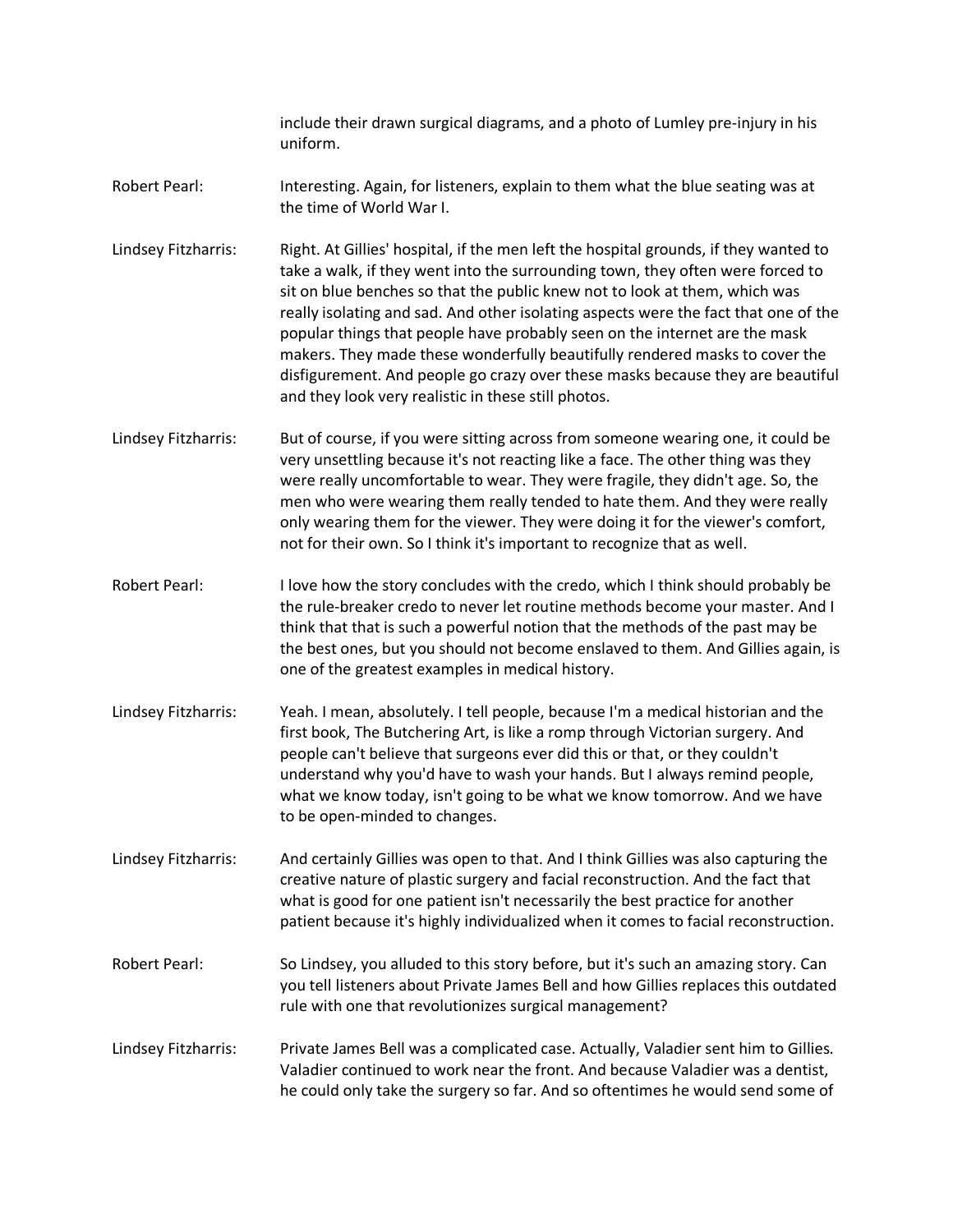include their drawn surgical diagrams, and a photo of Lumley pre-injury in his uniform.

Robert Pearl: Interesting. Again, for listeners, explain to them what the blue seating was at the time of World War I.

Lindsey Fitzharris: Right. At Gillies' hospital, if the men left the hospital grounds, if they wanted to take a walk, if they went into the surrounding town, they often were forced to sit on blue benches so that the public knew not to look at them, which was really isolating and sad. And other isolating aspects were the fact that one of the popular things that people have probably seen on the internet are the mask makers. They made these wonderfully beautifully rendered masks to cover the disfigurement. And people go crazy over these masks because they are beautiful and they look very realistic in these still photos.

Lindsey Fitzharris: But of course, if you were sitting across from someone wearing one, it could be very unsettling because it's not reacting like a face. The other thing was they were really uncomfortable to wear. They were fragile, they didn't age. So, the men who were wearing them really tended to hate them. And they were really only wearing them for the viewer. They were doing it for the viewer's comfort, not for their own. So I think it's important to recognize that as well.

Robert Pearl: I love how the story concludes with the credo, which I think should probably be the rule-breaker credo to never let routine methods become your master. And I think that that is such a powerful notion that the methods of the past may be the best ones, but you should not become enslaved to them. And Gillies again, is one of the greatest examples in medical history.

Lindsey Fitzharris: Yeah. I mean, absolutely. I tell people, because I'm a medical historian and the first book, The Butchering Art, is like a romp through Victorian surgery. And people can't believe that surgeons ever did this or that, or they couldn't understand why you'd have to wash your hands. But I always remind people, what we know today, isn't going to be what we know tomorrow. And we have to be open-minded to changes.

Lindsey Fitzharris: And certainly Gillies was open to that. And I think Gillies was also capturing the creative nature of plastic surgery and facial reconstruction. And the fact that what is good for one patient isn't necessarily the best practice for another patient because it's highly individualized when it comes to facial reconstruction.

Robert Pearl: So Lindsey, you alluded to this story before, but it's such an amazing story. Can you tell listeners about Private James Bell and how Gillies replaces this outdated rule with one that revolutionizes surgical management?

Lindsey Fitzharris: Private James Bell was a complicated case. Actually, Valadier sent him to Gillies. Valadier continued to work near the front. And because Valadier was a dentist, he could only take the surgery so far. And so oftentimes he would send some of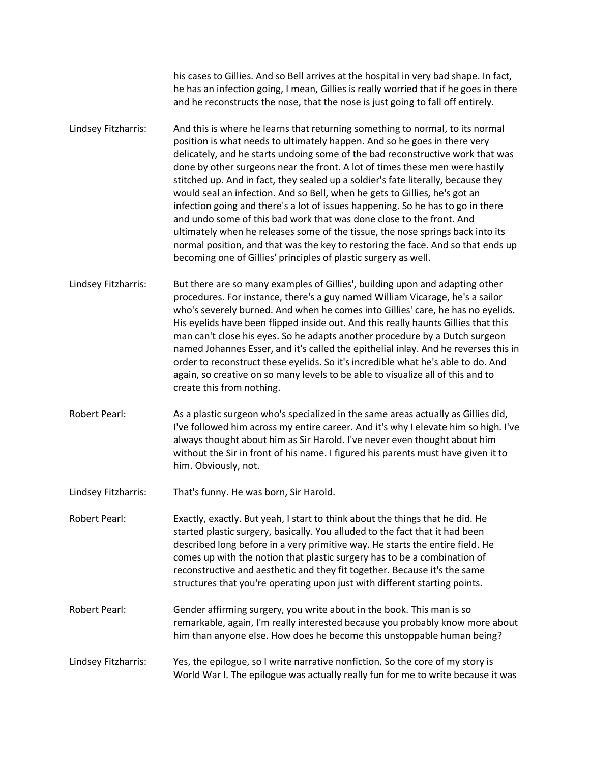his cases to Gillies. And so Bell arrives at the hospital in very bad shape. In fact, he has an infection going, I mean, Gillies is really worried that if he goes in there and he reconstructs the nose, that the nose is just going to fall off entirely.

Lindsey Fitzharris: And this is where he learns that returning something to normal, to its normal position is what needs to ultimately happen. And so he goes in there very delicately, and he starts undoing some of the bad reconstructive work that was done by other surgeons near the front. A lot of times these men were hastily stitched up. And in fact, they sealed up a soldier's fate literally, because they would seal an infection. And so Bell, when he gets to Gillies, he's got an infection going and there's a lot of issues happening. So he has to go in there and undo some of this bad work that was done close to the front. And ultimately when he releases some of the tissue, the nose springs back into its normal position, and that was the key to restoring the face. And so that ends up becoming one of Gillies' principles of plastic surgery as well.

Lindsey Fitzharris: But there are so many examples of Gillies', building upon and adapting other procedures. For instance, there's a guy named William Vicarage, he's a sailor who's severely burned. And when he comes into Gillies' care, he has no eyelids. His eyelids have been flipped inside out. And this really haunts Gillies that this man can't close his eyes. So he adapts another procedure by a Dutch surgeon named Johannes Esser, and it's called the epithelial inlay. And he reverses this in order to reconstruct these eyelids. So it's incredible what he's able to do. And again, so creative on so many levels to be able to visualize all of this and to create this from nothing.

Robert Pearl: As a plastic surgeon who's specialized in the same areas actually as Gillies did, I've followed him across my entire career. And it's why I elevate him so high. I've always thought about him as Sir Harold. I've never even thought about him without the Sir in front of his name. I figured his parents must have given it to him. Obviously, not.

Lindsey Fitzharris: That's funny. He was born, Sir Harold.

Robert Pearl: Exactly, exactly. But yeah, I start to think about the things that he did. He started plastic surgery, basically. You alluded to the fact that it had been described long before in a very primitive way. He starts the entire field. He comes up with the notion that plastic surgery has to be a combination of reconstructive and aesthetic and they fit together. Because it's the same structures that you're operating upon just with different starting points.

Robert Pearl: Gender affirming surgery, you write about in the book. This man is so remarkable, again, I'm really interested because you probably know more about him than anyone else. How does he become this unstoppable human being?

Lindsey Fitzharris: Yes, the epilogue, so I write narrative nonfiction. So the core of my story is World War I. The epilogue was actually really fun for me to write because it was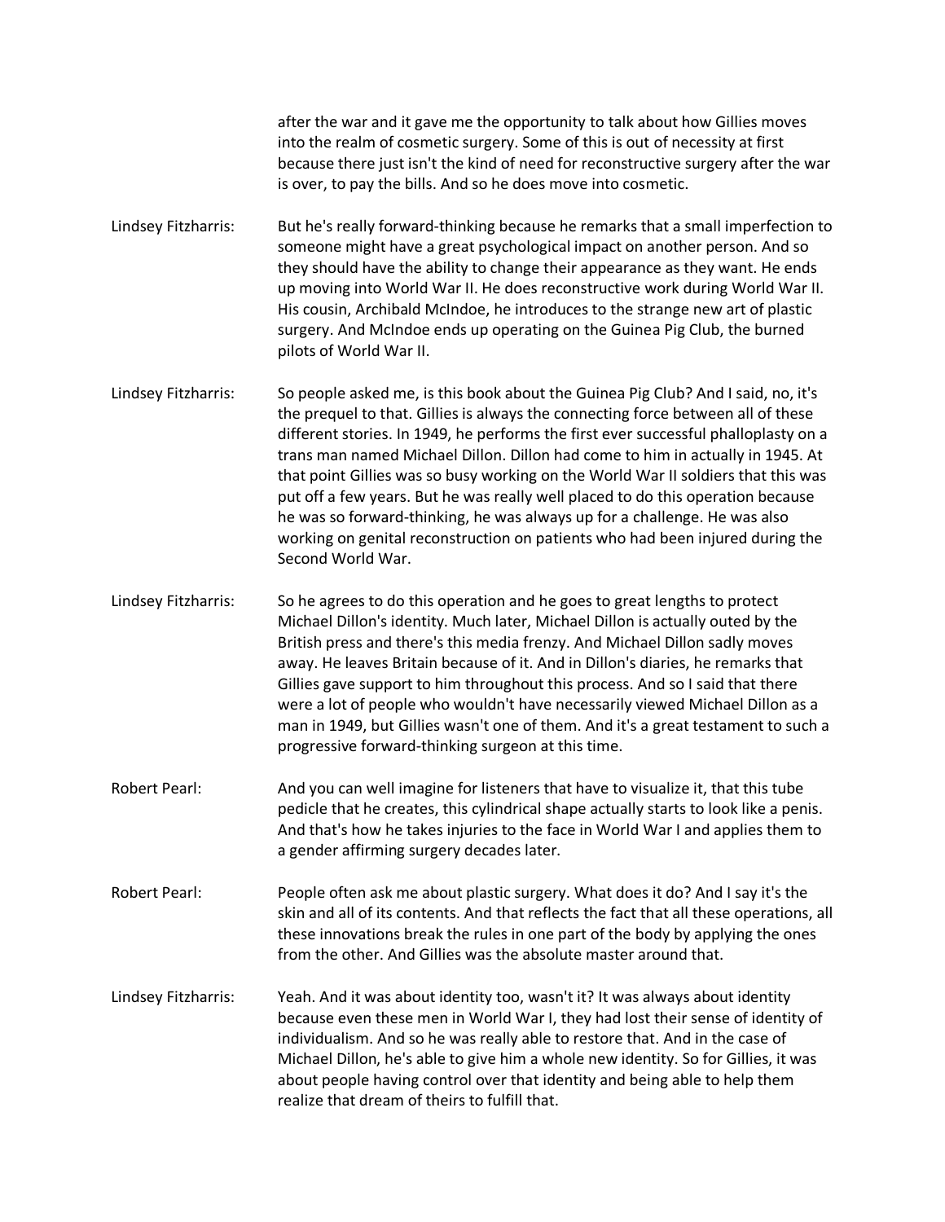after the war and it gave me the opportunity to talk about how Gillies moves into the realm of cosmetic surgery. Some of this is out of necessity at first because there just isn't the kind of need for reconstructive surgery after the war is over, to pay the bills. And so he does move into cosmetic.

Lindsey Fitzharris: But he's really forward-thinking because he remarks that a small imperfection to someone might have a great psychological impact on another person. And so they should have the ability to change their appearance as they want. He ends up moving into World War II. He does reconstructive work during World War II. His cousin, Archibald McIndoe, he introduces to the strange new art of plastic surgery. And McIndoe ends up operating on the Guinea Pig Club, the burned pilots of World War II.

Lindsey Fitzharris: So people asked me, is this book about the Guinea Pig Club? And I said, no, it's the prequel to that. Gillies is always the connecting force between all of these different stories. In 1949, he performs the first ever successful phalloplasty on a trans man named Michael Dillon. Dillon had come to him in actually in 1945. At that point Gillies was so busy working on the World War II soldiers that this was put off a few years. But he was really well placed to do this operation because he was so forward-thinking, he was always up for a challenge. He was also working on genital reconstruction on patients who had been injured during the Second World War.

Lindsey Fitzharris: So he agrees to do this operation and he goes to great lengths to protect Michael Dillon's identity. Much later, Michael Dillon is actually outed by the British press and there's this media frenzy. And Michael Dillon sadly moves away. He leaves Britain because of it. And in Dillon's diaries, he remarks that Gillies gave support to him throughout this process. And so I said that there were a lot of people who wouldn't have necessarily viewed Michael Dillon as a man in 1949, but Gillies wasn't one of them. And it's a great testament to such a progressive forward-thinking surgeon at this time.

Robert Pearl: And you can well imagine for listeners that have to visualize it, that this tube pedicle that he creates, this cylindrical shape actually starts to look like a penis. And that's how he takes injuries to the face in World War I and applies them to a gender affirming surgery decades later.

Robert Pearl: People often ask me about plastic surgery. What does it do? And I say it's the skin and all of its contents. And that reflects the fact that all these operations, all these innovations break the rules in one part of the body by applying the ones from the other. And Gillies was the absolute master around that.

Lindsey Fitzharris: Yeah. And it was about identity too, wasn't it? It was always about identity because even these men in World War I, they had lost their sense of identity of individualism. And so he was really able to restore that. And in the case of Michael Dillon, he's able to give him a whole new identity. So for Gillies, it was about people having control over that identity and being able to help them realize that dream of theirs to fulfill that.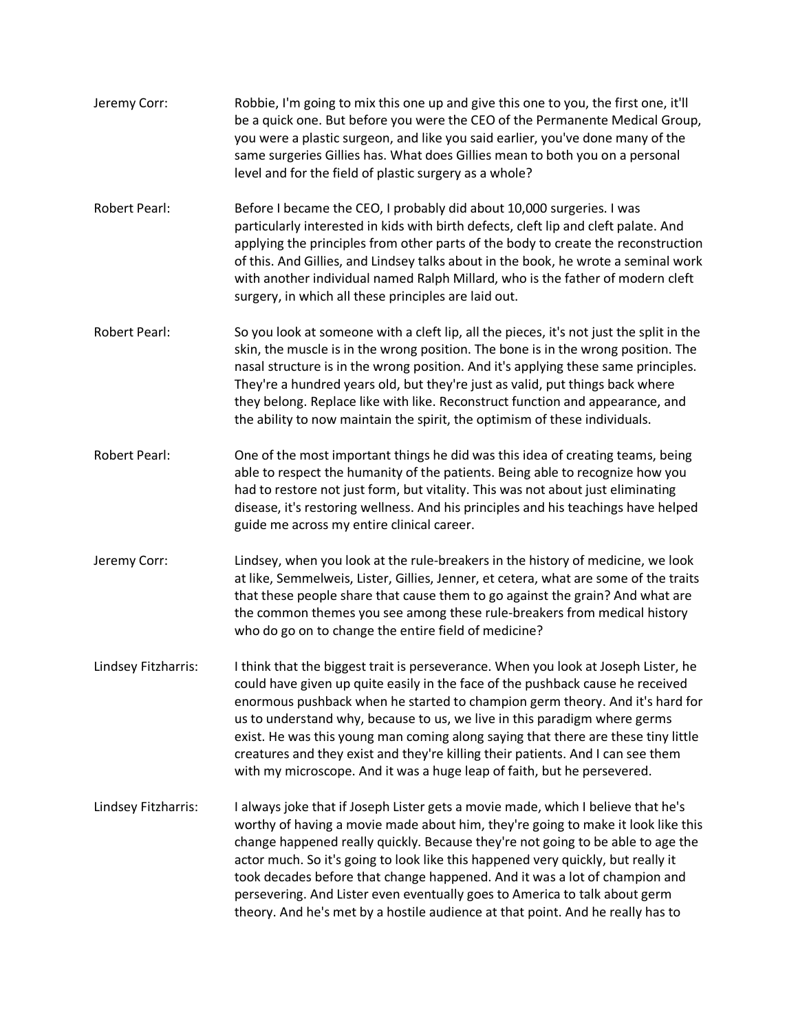Jeremy Corr: Robbie, I'm going to mix this one up and give this one to you, the first one, it'll be a quick one. But before you were the CEO of the Permanente Medical Group, you were a plastic surgeon, and like you said earlier, you've done many of the same surgeries Gillies has. What does Gillies mean to both you on a personal level and for the field of plastic surgery as a whole?

Robert Pearl: Before I became the CEO, I probably did about 10,000 surgeries. I was particularly interested in kids with birth defects, cleft lip and cleft palate. And applying the principles from other parts of the body to create the reconstruction of this. And Gillies, and Lindsey talks about in the book, he wrote a seminal work with another individual named Ralph Millard, who is the father of modern cleft surgery, in which all these principles are laid out.

Robert Pearl: So you look at someone with a cleft lip, all the pieces, it's not just the split in the skin, the muscle is in the wrong position. The bone is in the wrong position. The nasal structure is in the wrong position. And it's applying these same principles. They're a hundred years old, but they're just as valid, put things back where they belong. Replace like with like. Reconstruct function and appearance, and the ability to now maintain the spirit, the optimism of these individuals.

Robert Pearl: One of the most important things he did was this idea of creating teams, being able to respect the humanity of the patients. Being able to recognize how you had to restore not just form, but vitality. This was not about just eliminating disease, it's restoring wellness. And his principles and his teachings have helped guide me across my entire clinical career.

Jeremy Corr: Lindsey, when you look at the rule-breakers in the history of medicine, we look at like, Semmelweis, Lister, Gillies, Jenner, et cetera, what are some of the traits that these people share that cause them to go against the grain? And what are the common themes you see among these rule-breakers from medical history who do go on to change the entire field of medicine?

Lindsey Fitzharris: I think that the biggest trait is perseverance. When you look at Joseph Lister, he could have given up quite easily in the face of the pushback cause he received enormous pushback when he started to champion germ theory. And it's hard for us to understand why, because to us, we live in this paradigm where germs exist. He was this young man coming along saying that there are these tiny little creatures and they exist and they're killing their patients. And I can see them with my microscope. And it was a huge leap of faith, but he persevered.

Lindsey Fitzharris: I always joke that if Joseph Lister gets a movie made, which I believe that he's worthy of having a movie made about him, they're going to make it look like this change happened really quickly. Because they're not going to be able to age the actor much. So it's going to look like this happened very quickly, but really it took decades before that change happened. And it was a lot of champion and persevering. And Lister even eventually goes to America to talk about germ theory. And he's met by a hostile audience at that point. And he really has to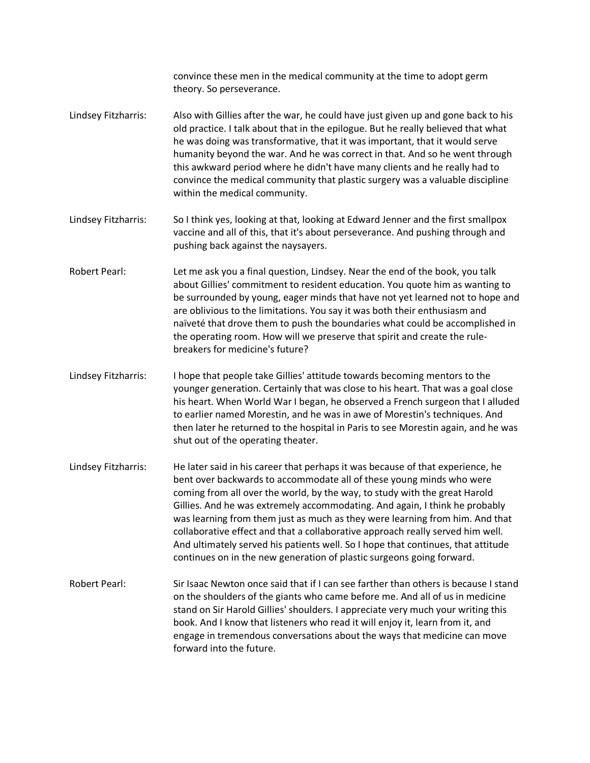convince these men in the medical community at the time to adopt germ theory. So perseverance.

**Lindsey Fitzharris:** Also with Gillies after the war, he could have just given up and gone back to his old practice. I talk about that in the epilogue. But he really believed that what he was doing was transformative, that it was important, that it would serve humanity beyond the war. And he was correct in that. And so he went through this awkward period where he didn't have many clients and he really had to convince the medical community that plastic surgery was a valuable discipline within the medical community.

**Lindsey Fitzharris:** So I think yes, looking at that, looking at Edward Jenner and the first smallpox vaccine and all of this, that it's about perseverance. And pushing through and pushing back against the naysayers.

**Robert Pearl:** Let me ask you a final question, Lindsey. Near the end of the book, you talk about Gillies' commitment to resident education. You quote him as wanting to be surrounded by young, eager minds that have not yet learned not to hope and are oblivious to the limitations. You say it was both their enthusiasm and naïveté that drove them to push the boundaries what could be accomplished in the operating room. How will we preserve that spirit and create the rule-breakers for medicine's future?

**Lindsey Fitzharris:** I hope that people take Gillies' attitude towards becoming mentors to the younger generation. Certainly that was close to his heart. That was a goal close his heart. When World War I began, he observed a French surgeon that I alluded to earlier named Morestin, and he was in awe of Morestin's techniques. And then later he returned to the hospital in Paris to see Morestin again, and he was shut out of the operating theater.

**Lindsey Fitzharris:** He later said in his career that perhaps it was because of that experience, he bent over backwards to accommodate all of these young minds who were coming from all over the world, by the way, to study with the great Harold Gillies. And he was extremely accommodating. And again, I think he probably was learning from them just as much as they were learning from him. And that collaborative effect and that a collaborative approach really served him well. And ultimately served his patients well. So I hope that continues, that attitude continues on in the new generation of plastic surgeons going forward.

**Robert Pearl:** Sir Isaac Newton once said that if I can see farther than others is because I stand on the shoulders of the giants who came before me. And all of us in medicine stand on Sir Harold Gillies' shoulders. I appreciate very much your writing this book. And I know that listeners who read it will enjoy it, learn from it, and engage in tremendous conversations about the ways that medicine can move forward into the future.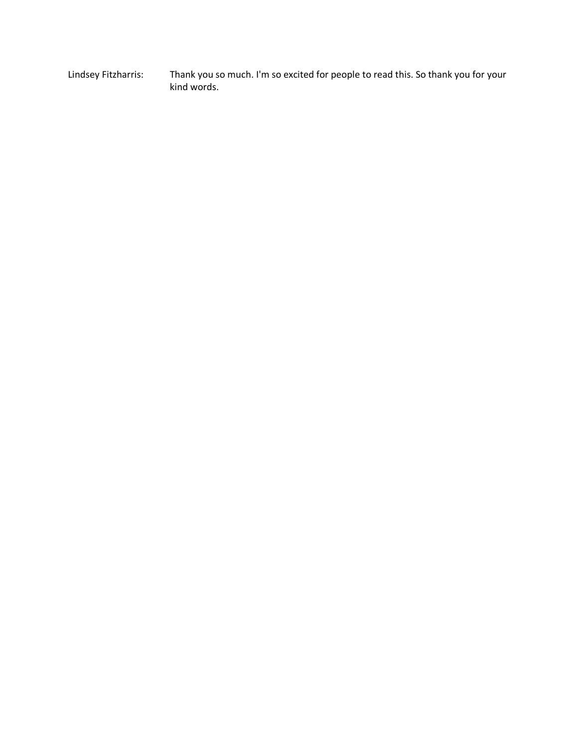Lindsey Fitzharris: Thank you so much. I'm so excited for people to read this. So thank you for your kind words.